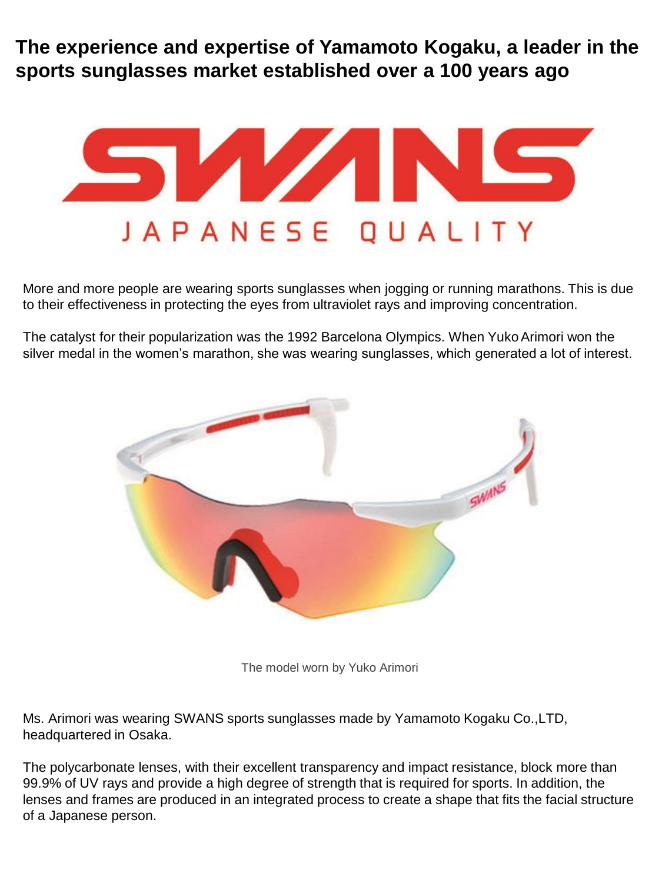# The experience and expertise of Yamamoto Kogaku, a leader in the sports sunglasses market established over a 100 years ago

SWANS

JAPANESE QUALITY

More and more people are wearing sports sunglasses when jogging or running marathons. This is due to their effectiveness in protecting the eyes from ultraviolet rays and improving concentration.

The catalyst for their popularization was the 1992 Barcelona Olympics. When Yuko Arimori won the silver medal in the women's marathon, she was wearing sunglasses, which generated a lot of interest.

The model worn by Yuko Arimori

Ms. Arimori was wearing SWANS sports sunglasses made by Yamamoto Kogaku Co.,LTD, headquartered in Osaka.

The polycarbonate lenses, with their excellent transparency and impact resistance, block more than 99.9% of UV rays and provide a high degree of strength that is required for sports. In addition, the lenses and frames are produced in an integrated process to create a shape that fits the facial structure of a Japanese person.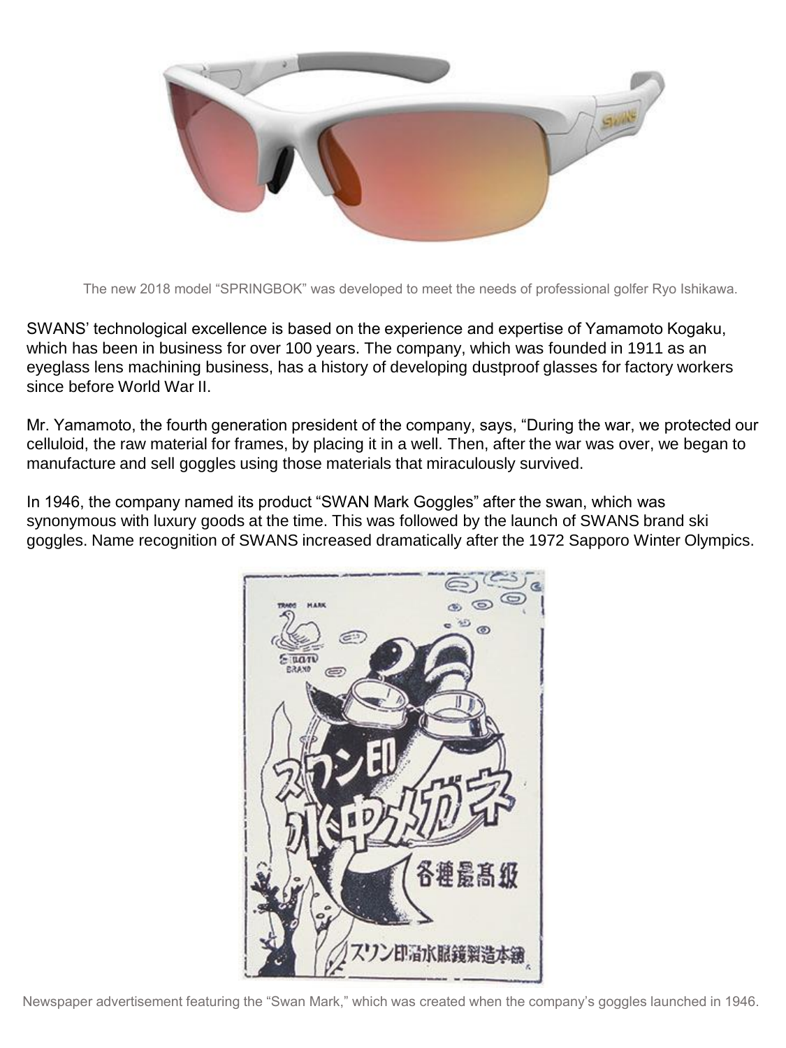The new 2018 model "SPRINGBOK" was developed to meet the needs of professional golfer Ryo Ishikawa.

SWANS' technological excellence is based on the experience and expertise of Yamamoto Kogaku, which has been in business for over 100 years. The company, which was founded in 1911 as an eyeglass lens machining business, has a history of developing dustproof glasses for factory workers since before World War II.

Mr. Yamamoto, the fourth generation president of the company, says, "During the war, we protected our celluloid, the raw material for frames, by placing it in a well. Then, after the war was over, we began to manufacture and sell goggles using those materials that miraculously survived.

In 1946, the company named its product "SWAN Mark Goggles" after the swan, which was synonymous with luxury goods at the time. This was followed by the launch of SWANS brand ski goggles. Name recognition of SWANS increased dramatically after the 1972 Sapporo Winter Olympics.

Newspaper advertisement featuring the "Swan Mark," which was created when the company's goggles launched in 1946.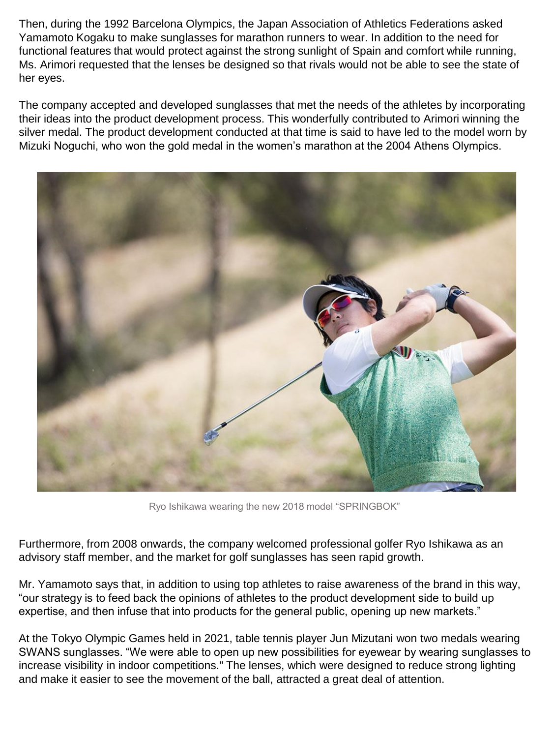Then, during the 1992 Barcelona Olympics, the Japan Association of Athletics Federations asked Yamamoto Kogaku to make sunglasses for marathon runners to wear. In addition to the need for functional features that would protect against the strong sunlight of Spain and comfort while running, Ms. Arimori requested that the lenses be designed so that rivals would not be able to see the state of her eyes.

The company accepted and developed sunglasses that met the needs of the athletes by incorporating their ideas into the product development process. This wonderfully contributed to Arimori winning the silver medal. The product development conducted at that time is said to have led to the model worn by Mizuki Noguchi, who won the gold medal in the women's marathon at the 2004 Athens Olympics.

Ryo Ishikawa wearing the new 2018 model "SPRINGBOK"

Furthermore, from 2008 onwards, the company welcomed professional golfer Ryo Ishikawa as an advisory staff member, and the market for golf sunglasses has seen rapid growth.

Mr. Yamamoto says that, in addition to using top athletes to raise awareness of the brand in this way, "our strategy is to feed back the opinions of athletes to the product development side to build up expertise, and then infuse that into products for the general public, opening up new markets."

At the Tokyo Olympic Games held in 2021, table tennis player Jun Mizutani won two medals wearing SWANS sunglasses. "We were able to open up new possibilities for eyewear by wearing sunglasses to increase visibility in indoor competitions." The lenses, which were designed to reduce strong lighting and make it easier to see the movement of the ball, attracted a great deal of attention.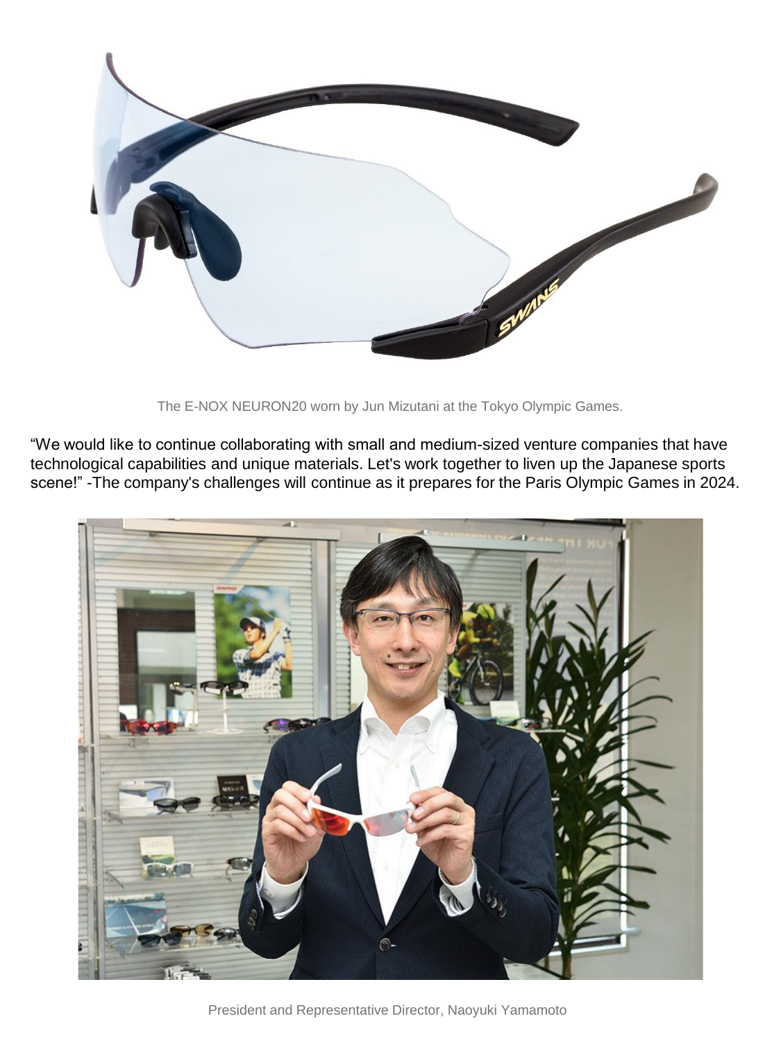The E-NOX NEURON20 worn by Jun Mizutani at the Tokyo Olympic Games.

“We would like to continue collaborating with small and medium-sized venture companies that have technological capabilities and unique materials. Let's work together to liven up the Japanese sports scene!” -The company's challenges will continue as it prepares for the Paris Olympic Games in 2024.

President and Representative Director, Naoyuki Yamamoto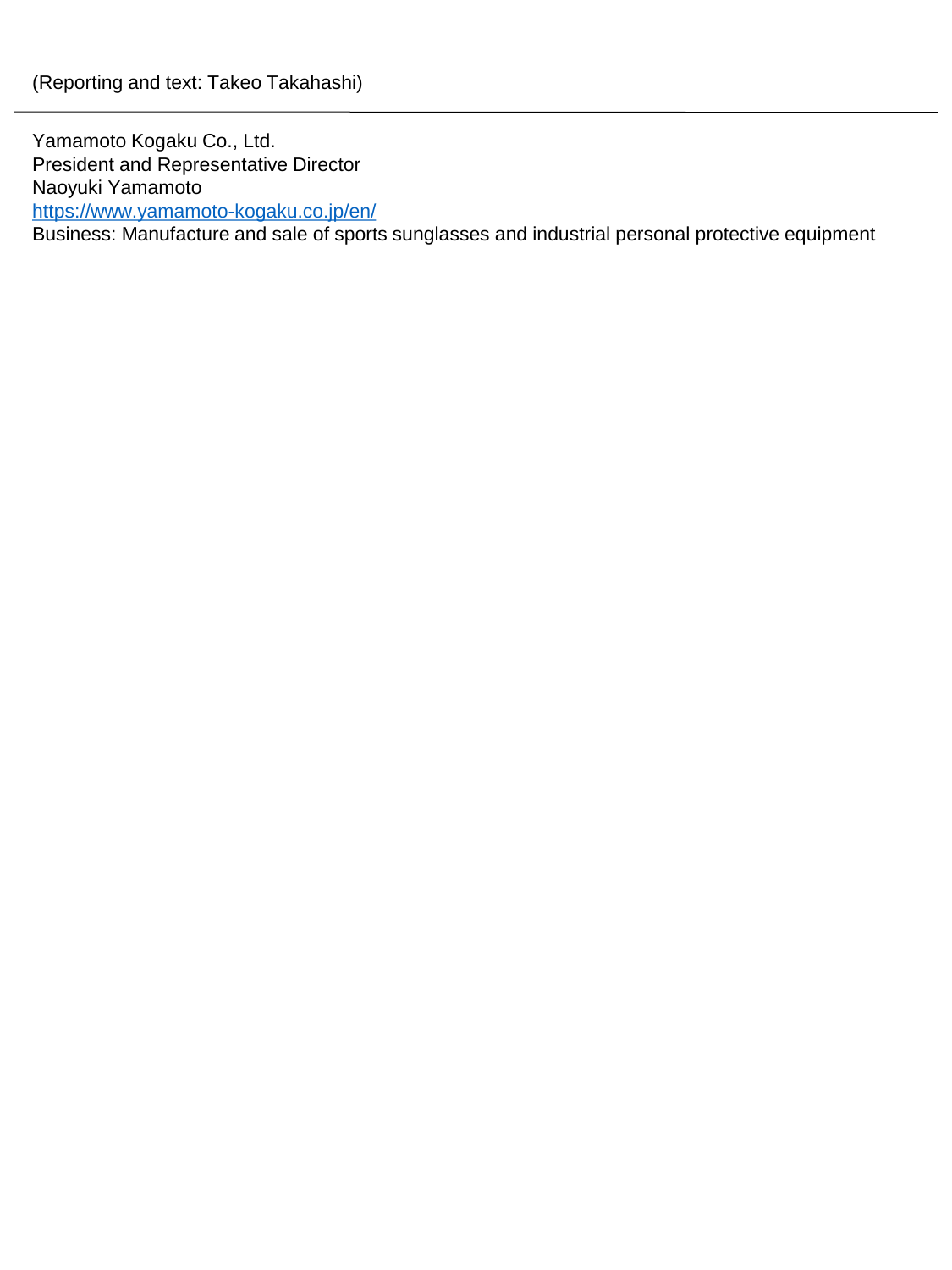(Reporting and text: Takeo Takahashi)

---

Yamamoto Kogaku Co., Ltd.
President and Representative Director
Naoyuki Yamamoto
https://www.yamamoto-kogaku.co.jp/en/
Business: Manufacture and sale of sports sunglasses and industrial personal protective equipment